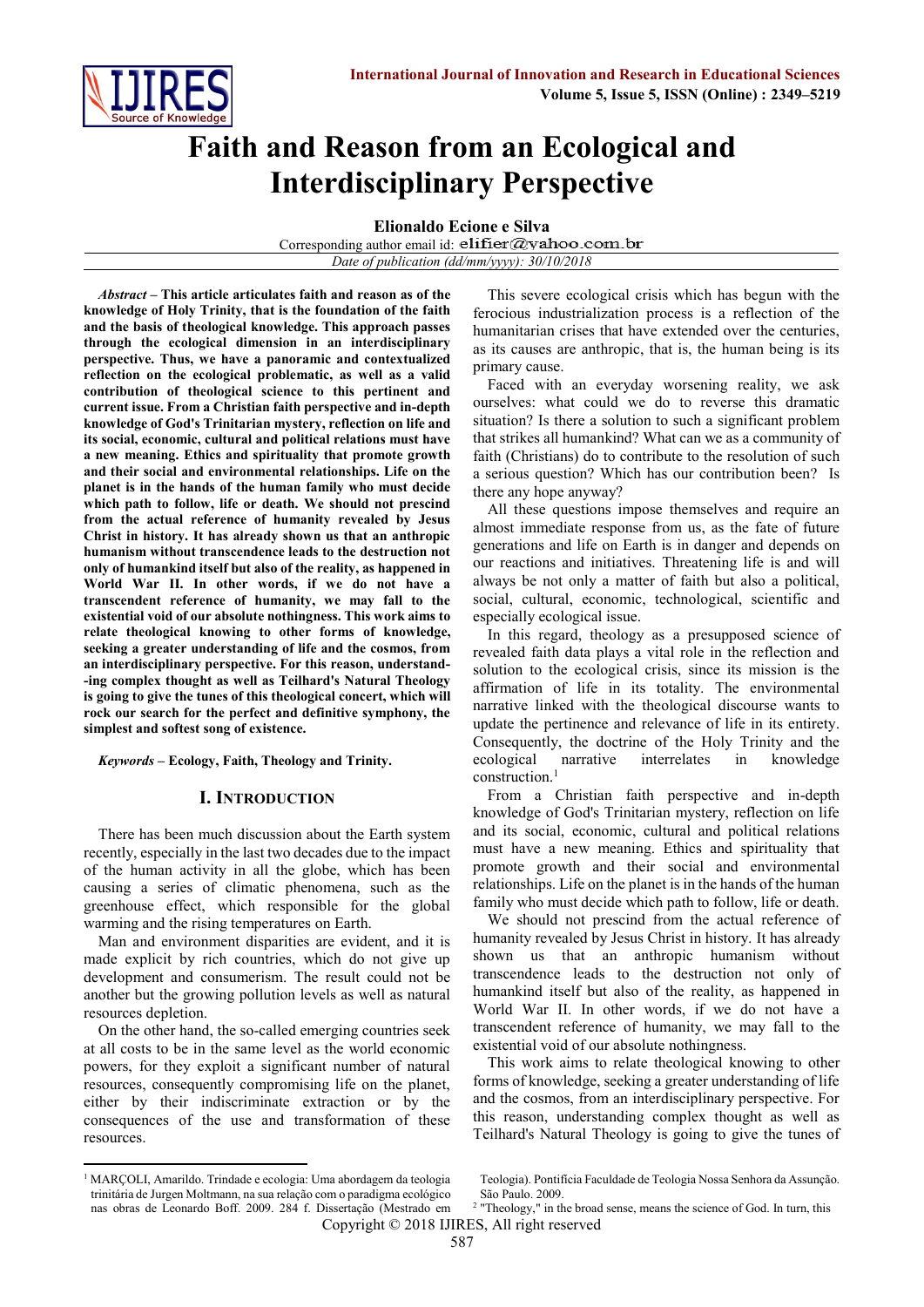# Faith and Reason from an Ecological and Interdisciplinary Perspective

**Elionaldo Ecione e Silva**

Corresponding author email id: elifier@yahoo.com.br

*Date of publication (dd/mm/yyyy): 30/10/2018*

***Abstract* – This article articulates faith and reason as of the knowledge of Holy Trinity, that is the foundation of the faith and the basis of theological knowledge. This approach passes through the ecological dimension in an interdisciplinary perspective. Thus, we have a panoramic and contextualized reflection on the ecological problematic, as well as a valid contribution of theological science to this pertinent and current issue. From a Christian faith perspective and in-depth knowledge of God's Trinitarian mystery, reflection on life and its social, economic, cultural and political relations must have a new meaning. Ethics and spirituality that promote growth and their social and environmental relationships. Life on the planet is in the hands of the human family who must decide which path to follow, life or death. We should not prescind from the actual reference of humanity revealed by Jesus Christ in history. It has already shown us that an anthropic humanism without transcendence leads to the destruction not only of humankind itself but also of the reality, as happened in World War II. In other words, if we do not have a transcendent reference of humanity, we may fall to the existential void of our absolute nothingness. This work aims to relate theological knowing to other forms of knowledge, seeking a greater understanding of life and the cosmos, from an interdisciplinary perspective. For this reason, understand--ing complex thought as well as Teilhard's Natural Theology is going to give the tunes of this theological concert, which will rock our search for the perfect and definitive symphony, the simplest and softest song of existence.**

***Keywords* – Ecology, Faith, Theology and Trinity.**

## I. Introduction

There has been much discussion about the Earth system recently, especially in the last two decades due to the impact of the human activity in all the globe, which has been causing a series of climatic phenomena, such as the greenhouse effect, which responsible for the global warming and the rising temperatures on Earth.

Man and environment disparities are evident, and it is made explicit by rich countries, which do not give up development and consumerism. The result could not be another but the growing pollution levels as well as natural resources depletion.

On the other hand, the so-called emerging countries seek at all costs to be in the same level as the world economic powers, for they exploit a significant number of natural resources, consequently compromising life on the planet, either by their indiscriminate extraction or by the consequences of the use and transformation of these resources.

This severe ecological crisis which has begun with the ferocious industrialization process is a reflection of the humanitarian crises that have extended over the centuries, as its causes are anthropic, that is, the human being is its primary cause.

Faced with an everyday worsening reality, we ask ourselves: what could we do to reverse this dramatic situation? Is there a solution to such a significant problem that strikes all humankind? What can we as a community of faith (Christians) do to contribute to the resolution of such a serious question? Which has our contribution been? Is there any hope anyway?

All these questions impose themselves and require an almost immediate response from us, as the fate of future generations and life on Earth is in danger and depends on our reactions and initiatives. Threatening life is and will always be not only a matter of faith but also a political, social, cultural, economic, technological, scientific and especially ecological issue.

In this regard, theology as a presupposed science of revealed faith data plays a vital role in the reflection and solution to the ecological crisis, since its mission is the affirmation of life in its totality. The environmental narrative linked with the theological discourse wants to update the pertinence and relevance of life in its entirety. Consequently, the doctrine of the Holy Trinity and the ecological narrative interrelates in knowledge construction.[1]

From a Christian faith perspective and in-depth knowledge of God's Trinitarian mystery, reflection on life and its social, economic, cultural and political relations must have a new meaning. Ethics and spirituality that promote growth and their social and environmental relationships. Life on the planet is in the hands of the human family who must decide which path to follow, life or death.

We should not prescind from the actual reference of humanity revealed by Jesus Christ in history. It has already shown us that an anthropic humanism without transcendence leads to the destruction not only of humankind itself but also of the reality, as happened in World War II. In other words, if we do not have a transcendent reference of humanity, we may fall to the existential void of our absolute nothingness.

This work aims to relate theological knowing to other forms of knowledge, seeking a greater understanding of life and the cosmos, from an interdisciplinary perspective. For this reason, understanding complex thought as well as Teilhard's Natural Theology is going to give the tunes of

---

[1] MARÇOLI, Amarildo. Trindade e ecologia: Uma abordagem da teologia trinitária de Jurgen Moltmann, na sua relação com o paradigma ecológico nas obras de Leonardo Boff. 2009. 284 f. Dissertação (Mestrado em Teologia). Pontifícia Faculdade de Teologia Nossa Senhora da Assunção. São Paulo. 2009.

[2] "Theology," in the broad sense, means the science of God. In turn, this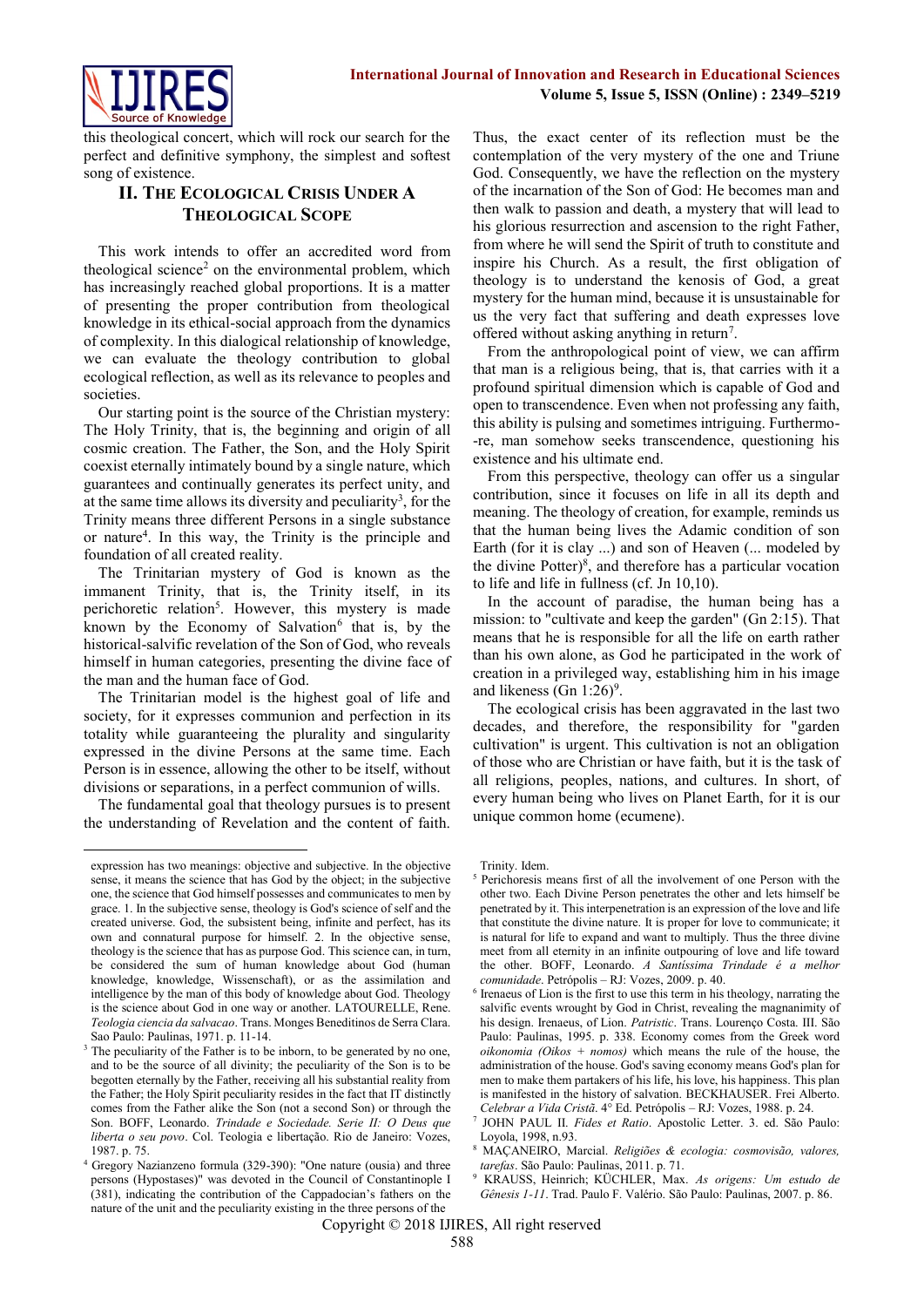this theological concert, which will rock our search for the perfect and definitive symphony, the simplest and softest song of existence.

## II. The Ecological Crisis Under a Theological Scope

This work intends to offer an accredited word from theological science[2] on the environmental problem, which has increasingly reached global proportions. It is a matter of presenting the proper contribution from theological knowledge in its ethical-social approach from the dynamics of complexity. In this dialogical relationship of knowledge, we can evaluate the theology contribution to global ecological reflection, as well as its relevance to peoples and societies.

Our starting point is the source of the Christian mystery: The Holy Trinity, that is, the beginning and origin of all cosmic creation. The Father, the Son, and the Holy Spirit coexist eternally intimately bound by a single nature, which guarantees and continually generates its perfect unity, and at the same time allows its diversity and peculiarity[3], for the Trinity means three different Persons in a single substance or nature[4]. In this way, the Trinity is the principle and foundation of all created reality.

The Trinitarian mystery of God is known as the immanent Trinity, that is, the Trinity itself, in its perichoretic relation[5]. However, this mystery is made known by the Economy of Salvation[6] that is, by the historical-salvific revelation of the Son of God, who reveals himself in human categories, presenting the divine face of the man and the human face of God.

The Trinitarian model is the highest goal of life and society, for it expresses communion and perfection in its totality while guaranteeing the plurality and singularity expressed in the divine Persons at the same time. Each Person is in essence, allowing the other to be itself, without divisions or separations, in a perfect communion of wills.

The fundamental goal that theology pursues is to present the understanding of Revelation and the content of faith. Thus, the exact center of its reflection must be the contemplation of the very mystery of the one and Triune God. Consequently, we have the reflection on the mystery of the incarnation of the Son of God: He becomes man and then walk to passion and death, a mystery that will lead to his glorious resurrection and ascension to the right Father, from where he will send the Spirit of truth to constitute and inspire his Church. As a result, the first obligation of theology is to understand the kenosis of God, a great mystery for the human mind, because it is unsustainable for us the very fact that suffering and death expresses love offered without asking anything in return[7].

From the anthropological point of view, we can affirm that man is a religious being, that is, that carries with it a profound spiritual dimension which is capable of God and open to transcendence. Even when not professing any faith, this ability is pulsing and sometimes intriguing. Furthermo--re, man somehow seeks transcendence, questioning his existence and his ultimate end.

From this perspective, theology can offer us a singular contribution, since it focuses on life in all its depth and meaning. The theology of creation, for example, reminds us that the human being lives the Adamic condition of son Earth (for it is clay ...) and son of Heaven (... modeled by the divine Potter)[8], and therefore has a particular vocation to life and life in fullness (cf. Jn 10,10).

In the account of paradise, the human being has a mission: to "cultivate and keep the garden" (Gn 2:15). That means that he is responsible for all the life on earth rather than his own alone, as God he participated in the work of creation in a privileged way, establishing him in his image and likeness (Gn 1:26)[9].

The ecological crisis has been aggravated in the last two decades, and therefore, the responsibility for "garden cultivation" is urgent. This cultivation is not an obligation of those who are Christian or have faith, but it is the task of all religions, peoples, nations, and cultures. In short, of every human being who lives on Planet Earth, for it is our unique common home (ecumene).

---

expression has two meanings: objective and subjective. In the objective sense, it means the science that has God by the object; in the subjective one, the science that God himself possesses and communicates to men by grace. 1. In the subjective sense, theology is God's science of self and the created universe. God, the subsistent being, infinite and perfect, has its own and connatural purpose for himself. 2. In the objective sense, theology is the science that has as purpose God. This science can, in turn, be considered the sum of human knowledge about God (human knowledge, knowledge, Wissenschaft), or as the assimilation and intelligence by the man of this body of knowledge about God. Theology is the science about God in one way or another. LATOURELLE, Rene. *Teologia ciencia da salvacao*. Trans. Monges Beneditinos de Serra Clara. Sao Paulo: Paulinas, 1971. p. 11-14.

[3] The peculiarity of the Father is to be inborn, to be generated by no one, and to be the source of all divinity; the peculiarity of the Son is to be begotten eternally by the Father, receiving all his substantial reality from the Father; the Holy Spirit peculiarity resides in the fact that IT distinctly comes from the Father alike the Son (not a second Son) or through the Son. BOFF, Leonardo. *Trindade e Sociedade. Serie II: O Deus que liberta o seu povo*. Col. Teologia e libertação. Rio de Janeiro: Vozes, 1987. p. 75.

[4] Gregory Nazianzeno formula (329-390): "One nature (ousia) and three persons (Hypostases)" was devoted in the Council of Constantinople I (381), indicating the contribution of the Cappadocian's fathers on the nature of the unit and the peculiarity existing in the three persons of the Trinity. Idem.

[5] Perichoresis means first of all the involvement of one Person with the other two. Each Divine Person penetrates the other and lets himself be penetrated by it. This interpenetration is an expression of the love and life that constitute the divine nature. It is proper for love to communicate; it is natural for life to expand and want to multiply. Thus the three divine meet from all eternity in an infinite outpouring of love and life toward the other. BOFF, Leonardo. *A Santíssima Trindade é a melhor comunidade*. Petrópolis – RJ: Vozes, 2009. p. 40.

[6] Irenaeus of Lion is the first to use this term in his theology, narrating the salvific events wrought by God in Christ, revealing the magnanimity of his design. Irenaeus, of Lion. *Patristic*. Trans. Lourenço Costa. III. São Paulo: Paulinas, 1995. p. 338. Economy comes from the Greek word *oikonomia (Oikos + nomos)* which means the rule of the house, the administration of the house. God's saving economy means God's plan for men to make them partakers of his life, his love, his happiness. This plan is manifested in the history of salvation. BECKHAUSER. Frei Alberto. *Celebrar a Vida Cristã*. 4° Ed. Petrópolis – RJ: Vozes, 1988. p. 24.

[7] JOHN PAUL II. *Fides et Ratio*. Apostolic Letter. 3. ed. São Paulo: Loyola, 1998, n.93.

[8] MAÇANEIRO, Marcial. *Religiões & ecologia: cosmovisão, valores, tarefas*. São Paulo: Paulinas, 2011. p. 71.

[9] KRAUSS, Heinrich; KÜCHLER, Max. *As origens: Um estudo de Gênesis 1-11*. Trad. Paulo F. Valério. São Paulo: Paulinas, 2007. p. 86.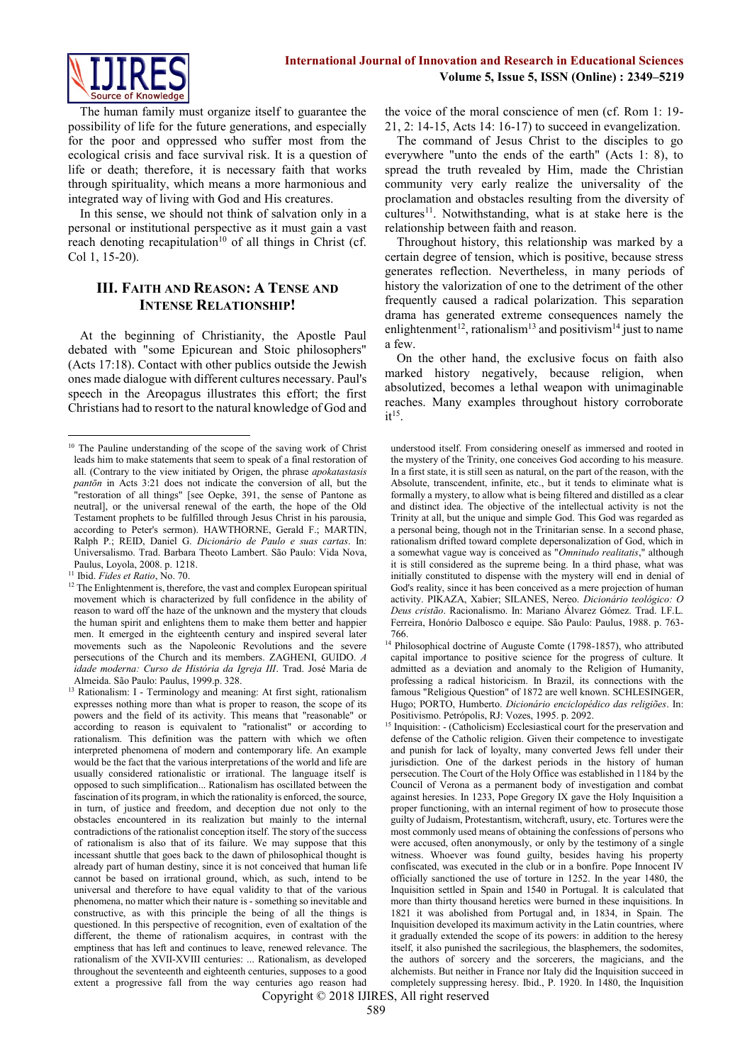The human family must organize itself to guarantee the possibility of life for the future generations, and especially for the poor and oppressed who suffer most from the ecological crisis and face survival risk. It is a question of life or death; therefore, it is necessary faith that works through spirituality, which means a more harmonious and integrated way of living with God and His creatures.

In this sense, we should not think of salvation only in a personal or institutional perspective as it must gain a vast reach denoting recapitulation[10] of all things in Christ (cf. Col 1, 15-20).

## III. Faith and Reason: A Tense and Intense Relationship!

At the beginning of Christianity, the Apostle Paul debated with "some Epicurean and Stoic philosophers" (Acts 17:18). Contact with other publics outside the Jewish ones made dialogue with different cultures necessary. Paul's speech in the Areopagus illustrates this effort; the first Christians had to resort to the natural knowledge of God and the voice of the moral conscience of men (cf. Rom 1: 19-21, 2: 14-15, Acts 14: 16-17) to succeed in evangelization.

The command of Jesus Christ to the disciples to go everywhere "unto the ends of the earth" (Acts 1: 8), to spread the truth revealed by Him, made the Christian community very early realize the universality of the proclamation and obstacles resulting from the diversity of cultures[11]. Notwithstanding, what is at stake here is the relationship between faith and reason.

Throughout history, this relationship was marked by a certain degree of tension, which is positive, because stress generates reflection. Nevertheless, in many periods of history the valorization of one to the detriment of the other frequently caused a radical polarization. This separation drama has generated extreme consequences namely the enlightenment[12], rationalism[13] and positivism[14] just to name a few.

On the other hand, the exclusive focus on faith also marked history negatively, because religion, when absolutized, becomes a lethal weapon with unimaginable reaches. Many examples throughout history corroborate it[15].

---

[10] The Pauline understanding of the scope of the saving work of Christ leads him to make statements that seem to speak of a final restoration of all. (Contrary to the view initiated by Origen, the phrase *apokatastasis pantōn* in Acts 3:21 does not indicate the conversion of all, but the "restoration of all things" [see Oepke, 391, the sense of Pantone as neutral], or the universal renewal of the earth, the hope of the Old Testament prophets to be fulfilled through Jesus Christ in his parousia, according to Peter's sermon). HAWTHORNE, Gerald F.; MARTIN, Ralph P.; REID, Daniel G. *Dicionário de Paulo e suas cartas*. In: Universalismo. Trad. Barbara Theoto Lambert. São Paulo: Vida Nova, Paulus, Loyola, 2008. p. 1218.

[11] Ibid. *Fides et Ratio*, No. 70.

[12] The Enlightenment is, therefore, the vast and complex European spiritual movement which is characterized by full confidence in the ability of reason to ward off the haze of the unknown and the mystery that clouds the human spirit and enlightens them to make them better and happier men. It emerged in the eighteenth century and inspired several later movements such as the Napoleonic Revolutions and the severe persecutions of the Church and its members. ZAGHENI, GUIDO. *A idade moderna: Curso de História da Igreja III*. Trad. José Maria de Almeida. São Paulo: Paulus, 1999.p. 328.

[13] Rationalism: I - Terminology and meaning: At first sight, rationalism expresses nothing more than what is proper to reason, the scope of its powers and the field of its activity. This means that "reasonable" or according to reason is equivalent to "rationalist" or according to rationalism. This definition was the pattern with which we often interpreted phenomena of modern and contemporary life. An example would be the fact that the various interpretations of the world and life are usually considered rationalistic or irrational. The language itself is opposed to such simplification... Rationalism has oscillated between the fascination of its program, in which the rationality is enforced, the source, in turn, of justice and freedom, and deception due not only to the obstacles encountered in its realization but mainly to the internal contradictions of the rationalist conception itself. The story of the success of rationalism is also that of its failure. We may suppose that this incessant shuttle that goes back to the dawn of philosophical thought is already part of human destiny, since it is not conceived that human life cannot be based on irrational ground, which, as such, intend to be universal and therefore to have equal validity to that of the various phenomena, no matter which their nature is - something so inevitable and constructive, as with this principle the being of all the things is questioned. In this perspective of recognition, even of exaltation of the different, the theme of rationalism acquires, in contrast with the emptiness that has left and continues to leave, renewed relevance. The rationalism of the XVII-XVIII centuries: ... Rationalism, as developed throughout the seventeenth and eighteenth centuries, supposes to a good extent a progressive fall from the way centuries ago reason had understood itself. From considering oneself as immersed and rooted in the mystery of the Trinity, one conceives God according to his measure. In a first state, it is still seen as natural, on the part of the reason, with the Absolute, transcendent, infinite, etc., but it tends to eliminate what is formally a mystery, to allow what is being filtered and distilled as a clear and distinct idea. The objective of the intellectual activity is not the Trinity at all, but the unique and simple God. This God was regarded as a personal being, though not in the Trinitarian sense. In a second phase, rationalism drifted toward complete depersonalization of God, which in a somewhat vague way is conceived as "*Omnitudo realitatis*," although it is still considered as the supreme being. In a third phase, what was initially constituted to dispense with the mystery will end in denial of God's reality, since it has been conceived as a mere projection of human activity. PIKAZA, Xabier; SILANES, Nereo. *Dicionário teológico: O Deus cristão*. Racionalismo. In: Mariano Álvarez Gómez. Trad. I.F.L. Ferreira, Honório Dalbosco e equipe. São Paulo: Paulus, 1988. p. 763-766.

[14] Philosophical doctrine of Auguste Comte (1798-1857), who attributed capital importance to positive science for the progress of culture. It admitted as a deviation and anomaly to the Religion of Humanity, professing a radical historicism. In Brazil, its connections with the famous "Religious Question" of 1872 are well known. SCHLESINGER, Hugo; PORTO, Humberto. *Dicionário enciclopédico das religiões*. In: Positivismo. Petrópolis, RJ: Vozes, 1995. p. 2092.

[15] Inquisition: - (Catholicism) Ecclesiastical court for the preservation and defense of the Catholic religion. Given their competence to investigate and punish for lack of loyalty, many converted Jews fell under their jurisdiction. One of the darkest periods in the history of human persecution. The Court of the Holy Office was established in 1184 by the Council of Verona as a permanent body of investigation and combat against heresies. In 1233, Pope Gregory IX gave the Holy Inquisition a proper functioning, with an internal regiment of how to prosecute those guilty of Judaism, Protestantism, witchcraft, usury, etc. Tortures were the most commonly used means of obtaining the confessions of persons who were accused, often anonymously, or only by the testimony of a single witness. Whoever was found guilty, besides having his property confiscated, was executed in the club or in a bonfire. Pope Innocent IV officially sanctioned the use of torture in 1252. In the year 1480, the Inquisition settled in Spain and 1540 in Portugal. It is calculated that more than thirty thousand heretics were burned in these inquisitions. In 1821 it was abolished from Portugal and, in 1834, in Spain. The Inquisition developed its maximum activity in the Latin countries, where it gradually extended the scope of its powers: in addition to the heresy itself, it also punished the sacrilegious, the blasphemers, the sodomites, the authors of sorcery and the sorcerers, the magicians, and the alchemists. But neither in France nor Italy did the Inquisition succeed in completely suppressing heresy. Ibid., P. 1920. In 1480, the Inquisition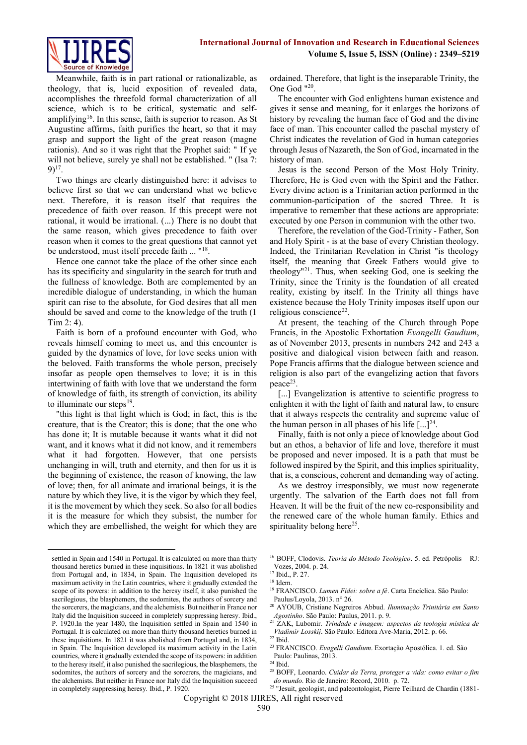Meanwhile, faith is in part rational or rationalizable, as theology, that is, lucid exposition of revealed data, accomplishes the threefold formal characterization of all science, which is to be critical, systematic and self-amplifying[16]. In this sense, faith is superior to reason. As St Augustine affirms, faith purifies the heart, so that it may grasp and support the light of the great reason (magne rationis). And so it was right that the Prophet said: " If ye will not believe, surely ye shall not be established. " (Isa 7: 9)[17].

Two things are clearly distinguished here: it advises to believe first so that we can understand what we believe next. Therefore, it is reason itself that requires the precedence of faith over reason. If this precept were not rational, it would be irrational. (...) There is no doubt that the same reason, which gives precedence to faith over reason when it comes to the great questions that cannot yet be understood, must itself precede faith ... "[18].

Hence one cannot take the place of the other since each has its specificity and singularity in the search for truth and the fullness of knowledge. Both are complemented by an incredible dialogue of understanding, in which the human spirit can rise to the absolute, for God desires that all men should be saved and come to the knowledge of the truth (1 Tim 2: 4).

Faith is born of a profound encounter with God, who reveals himself coming to meet us, and this encounter is guided by the dynamics of love, for love seeks union with the beloved. Faith transforms the whole person, precisely insofar as people open themselves to love; it is in this intertwining of faith with love that we understand the form of knowledge of faith, its strength of conviction, its ability to illuminate our steps[19].

"this light is that light which is God; in fact, this is the creature, that is the Creator; this is done; that the one who has done it; It is mutable because it wants what it did not want, and it knows what it did not know, and it remembers what it had forgotten. However, that one persists unchanging in will, truth and eternity, and then for us it is the beginning of existence, the reason of knowing, the law of love; then, for all animate and irrational beings, it is the nature by which they live, it is the vigor by which they feel, it is the movement by which they seek. So also for all bodies it is the measure for which they subsist, the number for which they are embellished, the weight for which they are ordained. Therefore, that light is the inseparable Trinity, the One God "[20].

The encounter with God enlightens human existence and gives it sense and meaning, for it enlarges the horizons of history by revealing the human face of God and the divine face of man. This encounter called the paschal mystery of Christ indicates the revelation of God in human categories through Jesus of Nazareth, the Son of God, incarnated in the history of man.

Jesus is the second Person of the Most Holy Trinity. Therefore, He is God even with the Spirit and the Father. Every divine action is a Trinitarian action performed in the communion-participation of the sacred Three. It is imperative to remember that these actions are appropriate: executed by one Person in communion with the other two.

Therefore, the revelation of the God-Trinity - Father, Son and Holy Spirit - is at the base of every Christian theology. Indeed, the Trinitarian Revelation in Christ "is theology itself, the meaning that Greek Fathers would give to theology"[21]. Thus, when seeking God, one is seeking the Trinity, since the Trinity is the foundation of all created reality, existing by itself. In the Trinity all things have existence because the Holy Trinity imposes itself upon our religious conscience[22].

At present, the teaching of the Church through Pope Francis, in the Apostolic Exhortation *Evangelli Gaudium*, as of November 2013, presents in numbers 242 and 243 a positive and dialogical vision between faith and reason. Pope Francis affirms that the dialogue between science and religion is also part of the evangelizing action that favors peace[23].

[...] Evangelization is attentive to scientific progress to enlighten it with the light of faith and natural law, to ensure that it always respects the centrality and supreme value of the human person in all phases of his life [...][24].

Finally, faith is not only a piece of knowledge about God but an ethos, a behavior of life and love, therefore it must be proposed and never imposed. It is a path that must be followed inspired by the Spirit, and this implies spirituality, that is, a conscious, coherent and demanding way of acting.

As we destroy irresponsibly, we must now regenerate urgently. The salvation of the Earth does not fall from Heaven. It will be the fruit of the new co-responsibility and the renewed care of the whole human family. Ethics and spirituality belong here[25].

---

settled in Spain and 1540 in Portugal. It is calculated on more than thirty thousand heretics burned in these inquisitions. In 1821 it was abolished from Portugal and, in 1834, in Spain. The Inquisition developed its maximum activity in the Latin countries, where it gradually extended the scope of its powers: in addition to the heresy itself, it also punished the sacrilegious, the blasphemers, the sodomites, the authors of sorcery and the sorcerers, the magicians, and the alchemists. But neither in France nor Italy did the Inquisition succeed in completely suppressing heresy. Ibid., P. 1920.In the year 1480, the Inquisition settled in Spain and 1540 in Portugal. It is calculated on more than thirty thousand heretics burned in these inquisitions. In 1821 it was abolished from Portugal and, in 1834, in Spain. The Inquisition developed its maximum activity in the Latin countries, where it gradually extended the scope of its powers: in addition to the heresy itself, it also punished the sacrilegious, the blasphemers, the sodomites, the authors of sorcery and the sorcerers, the magicians, and the alchemists. But neither in France nor Italy did the Inquisition succeed in completely suppressing heresy. Ibid., P. 1920.

[16] BOFF, Clodovis. *Teoria do Método Teológico*. 5. ed. Petrópolis – RJ: Vozes, 2004. p. 24.

[17] Ibid., P. 27.

[18] Idem.

[19] FRANCISCO. *Lumen Fidei: sobre a fé*. Carta Encíclica. São Paulo: Paulus/Loyola, 2013. n° 26.

[20] AYOUB, Cristiane Negreiros Abbud. *Iluminação Trinitária em Santo Agostinho*. São Paulo: Paulus, 2011. p. 9.

[21] ZAK, Lubomir. *Trindade e imagem: aspectos da teologia mística de Vladimir Losskij*. São Paulo: Editora Ave-Maria, 2012. p. 66.

[22] Ibid.

[23] FRANCISCO. *Evagelli Gaudium*. Exortação Apostólica. 1. ed. São Paulo: Paulinas, 2013.

[24] Ibid.

[25] BOFF, Leonardo. *Cuidar da Terra, proteger a vida: como evitar o fim do mundo*. Rio de Janeiro: Record, 2010. p. 72.

[25] "Jesuit, geologist, and paleontologist, Pierre Teilhard de Chardin (1881-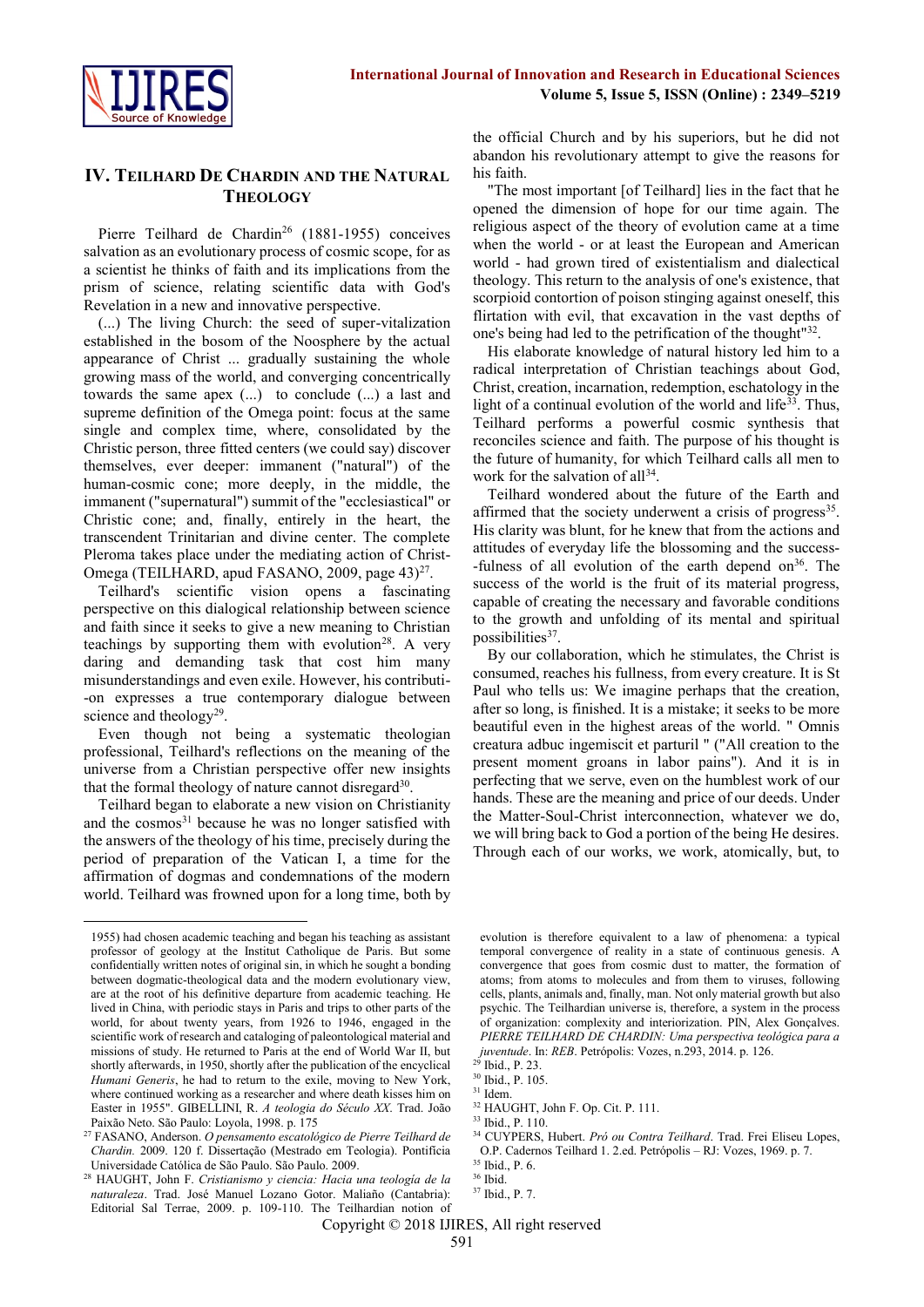## IV. Teilhard De Chardin and the Natural Theology

Pierre Teilhard de Chardin[26] (1881-1955) conceives salvation as an evolutionary process of cosmic scope, for as a scientist he thinks of faith and its implications from the prism of science, relating scientific data with God's Revelation in a new and innovative perspective.

(...) The living Church: the seed of super-vitalization established in the bosom of the Noosphere by the actual appearance of Christ ... gradually sustaining the whole growing mass of the world, and converging concentrically towards the same apex (...) to conclude (...) a last and supreme definition of the Omega point: focus at the same single and complex time, where, consolidated by the Christic person, three fitted centers (we could say) discover themselves, ever deeper: immanent ("natural") of the human-cosmic cone; more deeply, in the middle, the immanent ("supernatural") summit of the "ecclesiastical" or Christic cone; and, finally, entirely in the heart, the transcendent Trinitarian and divine center. The complete Pleroma takes place under the mediating action of Christ-Omega (TEILHARD, apud FASANO, 2009, page 43)[27].

Teilhard's scientific vision opens a fascinating perspective on this dialogical relationship between science and faith since it seeks to give a new meaning to Christian teachings by supporting them with evolution[28]. A very daring and demanding task that cost him many misunderstandings and even exile. However, his contribution expresses a true contemporary dialogue between science and theology[29].

Even though not being a systematic theologian professional, Teilhard's reflections on the meaning of the universe from a Christian perspective offer new insights that the formal theology of nature cannot disregard[30].

Teilhard began to elaborate a new vision on Christianity and the cosmos[31] because he was no longer satisfied with the answers of the theology of his time, precisely during the period of preparation of the Vatican I, a time for the affirmation of dogmas and condemnations of the modern world. Teilhard was frowned upon for a long time, both by the official Church and by his superiors, but he did not abandon his revolutionary attempt to give the reasons for his faith.

"The most important [of Teilhard] lies in the fact that he opened the dimension of hope for our time again. The religious aspect of the theory of evolution came at a time when the world - or at least the European and American world - had grown tired of existentialism and dialectical theology. This return to the analysis of one's existence, that scorpioid contortion of poison stinging against oneself, this flirtation with evil, that excavation in the vast depths of one's being had led to the petrification of the thought"[32].

His elaborate knowledge of natural history led him to a radical interpretation of Christian teachings about God, Christ, creation, incarnation, redemption, eschatology in the light of a continual evolution of the world and life[33]. Thus, Teilhard performs a powerful cosmic synthesis that reconciles science and faith. The purpose of his thought is the future of humanity, for which Teilhard calls all men to work for the salvation of all[34].

Teilhard wondered about the future of the Earth and affirmed that the society underwent a crisis of progress[35]. His clarity was blunt, for he knew that from the actions and attitudes of everyday life the blossoming and the successfulness of all evolution of the earth depend on[36]. The success of the world is the fruit of its material progress, capable of creating the necessary and favorable conditions to the growth and unfolding of its mental and spiritual possibilities[37].

By our collaboration, which he stimulates, the Christ is consumed, reaches his fullness, from every creature. It is St Paul who tells us: We imagine perhaps that the creation, after so long, is finished. It is a mistake; it seeks to be more beautiful even in the highest areas of the world. " Omnis creatura adbuc ingemiscit et parturil " ("All creation to the present moment groans in labor pains"). And it is in perfecting that we serve, even on the humblest work of our hands. These are the meaning and price of our deeds. Under the Matter-Soul-Christ interconnection, whatever we do, we will bring back to God a portion of the being He desires. Through each of our works, we work, atomically, but, to

---

1955) had chosen academic teaching and began his teaching as assistant professor of geology at the Institut Catholique de Paris. But some confidentially written notes of original sin, in which he sought a bonding between dogmatic-theological data and the modern evolutionary view, are at the root of his definitive departure from academic teaching. He lived in China, with periodic stays in Paris and trips to other parts of the world, for about twenty years, from 1926 to 1946, engaged in the scientific work of research and cataloging of paleontological material and missions of study. He returned to Paris at the end of World War II, but shortly afterwards, in 1950, shortly after the publication of the encyclical *Humani Generis*, he had to return to the exile, moving to New York, where continued working as a researcher and where death kisses him on Easter in 1955". GIBELLINI, R. *A teologia do Século XX*. Trad. João Paixão Neto. São Paulo: Loyola, 1998. p. 175

[27] FASANO, Anderson. *O pensamento escatológico de Pierre Teilhard de Chardin.* 2009. 120 f. Dissertação (Mestrado em Teologia). Pontifícia Universidade Católica de São Paulo. São Paulo. 2009.

[28] HAUGHT, John F. *Cristianismo y ciencia: Hacia una teología de la naturaleza*. Trad. José Manuel Lozano Gotor. Maliaño (Cantabria): Editorial Sal Terrae, 2009. p. 109-110. The Teilhardian notion of evolution is therefore equivalent to a law of phenomena: a typical temporal convergence of reality in a state of continuous genesis. A convergence that goes from cosmic dust to matter, the formation of atoms; from atoms to molecules and from them to viruses, following cells, plants, animals and, finally, man. Not only material growth but also psychic. The Teilhardian universe is, therefore, a system in the process of organization: complexity and interiorization. PIN, Alex Gonçalves. *PIERRE TEILHARD DE CHARDIN: Uma perspectiva teológica para a juventude*. In: *REB*. Petrópolis: Vozes, n.293, 2014. p. 126.

[29] Ibid., P. 23.

[30] Ibid., P. 105.

[31] Idem.

[32] HAUGHT, John F. Op. Cit. P. 111.

[33] Ibid., P. 110.

[34] CUYPERS, Hubert. *Pró ou Contra Teilhard*. Trad. Frei Eliseu Lopes, O.P. Cadernos Teilhard 1. 2.ed. Petrópolis – RJ: Vozes, 1969. p. 7.

[35] Ibid., P. 6.

[36] Ibid.

[37] Ibid., P. 7.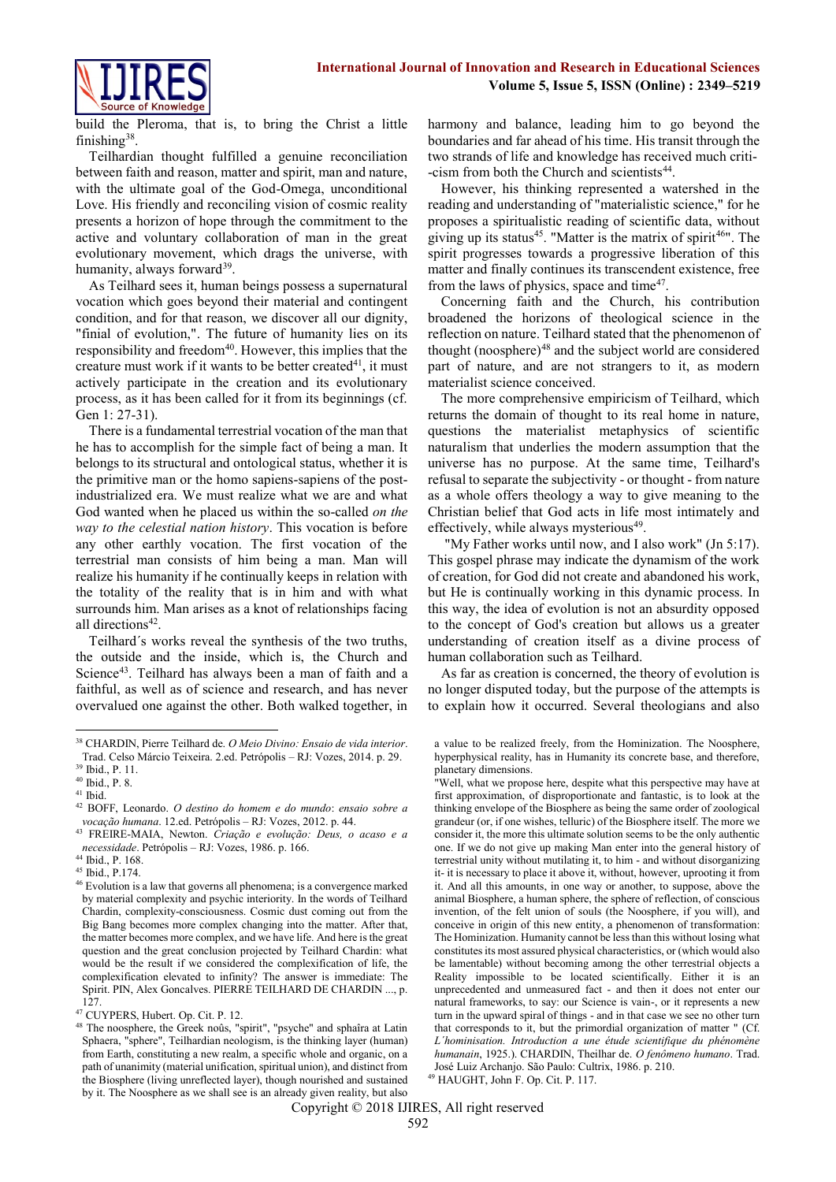build the Pleroma, that is, to bring the Christ a little finishing[38].

Teilhardian thought fulfilled a genuine reconciliation between faith and reason, matter and spirit, man and nature, with the ultimate goal of the God-Omega, unconditional Love. His friendly and reconciling vision of cosmic reality presents a horizon of hope through the commitment to the active and voluntary collaboration of man in the great evolutionary movement, which drags the universe, with humanity, always forward[39].

As Teilhard sees it, human beings possess a supernatural vocation which goes beyond their material and contingent condition, and for that reason, we discover all our dignity, "finial of evolution,". The future of humanity lies on its responsibility and freedom[40]. However, this implies that the creature must work if it wants to be better created[41], it must actively participate in the creation and its evolutionary process, as it has been called for it from its beginnings (cf. Gen 1: 27-31).

There is a fundamental terrestrial vocation of the man that he has to accomplish for the simple fact of being a man. It belongs to its structural and ontological status, whether it is the primitive man or the homo sapiens-sapiens of the post-industrialized era. We must realize what we are and what God wanted when he placed us within the so-called *on the way to the celestial nation history*. This vocation is before any other earthly vocation. The first vocation of the terrestrial man consists of him being a man. Man will realize his humanity if he continually keeps in relation with the totality of the reality that is in him and with what surrounds him. Man arises as a knot of relationships facing all directions[42].

Teilhard´s works reveal the synthesis of the two truths, the outside and the inside, which is, the Church and Science[43]. Teilhard has always been a man of faith and a faithful, as well as of science and research, and has never overvalued one against the other. Both walked together, in harmony and balance, leading him to go beyond the boundaries and far ahead of his time. His transit through the two strands of life and knowledge has received much criti--cism from both the Church and scientists[44].

However, his thinking represented a watershed in the reading and understanding of "materialistic science," for he proposes a spiritualistic reading of scientific data, without giving up its status[45]. "Matter is the matrix of spirit[46]". The spirit progresses towards a progressive liberation of this matter and finally continues its transcendent existence, free from the laws of physics, space and time[47].

Concerning faith and the Church, his contribution broadened the horizons of theological science in the reflection on nature. Teilhard stated that the phenomenon of thought (noosphere)[48] and the subject world are considered part of nature, and are not strangers to it, as modern materialist science conceived.

The more comprehensive empiricism of Teilhard, which returns the domain of thought to its real home in nature, questions the materialist metaphysics of scientific naturalism that underlies the modern assumption that the universe has no purpose. At the same time, Teilhard's refusal to separate the subjectivity - or thought - from nature as a whole offers theology a way to give meaning to the Christian belief that God acts in life most intimately and effectively, while always mysterious[49].

"My Father works until now, and I also work" (Jn 5:17). This gospel phrase may indicate the dynamism of the work of creation, for God did not create and abandoned his work, but He is continually working in this dynamic process. In this way, the idea of evolution is not an absurdity opposed to the concept of God's creation but allows us a greater understanding of creation itself as a divine process of human collaboration such as Teilhard.

As far as creation is concerned, the theory of evolution is no longer disputed today, but the purpose of the attempts is to explain how it occurred. Several theologians and also

---

[38] CHARDIN, Pierre Teilhard de. *O Meio Divino: Ensaio de vida interior*. Trad. Celso Márcio Teixeira. 2.ed. Petrópolis – RJ: Vozes, 2014. p. 29.

[39] Ibid., P. 11.

[40] Ibid., P. 8.

[41] Ibid.

[42] BOFF, Leonardo. *O destino do homem e do mundo*: *ensaio sobre a vocação humana*. 12.ed. Petrópolis – RJ: Vozes, 2012. p. 44.

[43] FREIRE-MAIA, Newton. *Criação e evolução: Deus, o acaso e a necessidade*. Petrópolis – RJ: Vozes, 1986. p. 166.

[44] Ibid., P. 168.

[45] Ibid., P.174.

[46] Evolution is a law that governs all phenomena; is a convergence marked by material complexity and psychic interiority. In the words of Teilhard Chardin, complexity-consciousness. Cosmic dust coming out from the Big Bang becomes more complex changing into the matter. After that, the matter becomes more complex, and we have life. And here is the great question and the great conclusion projected by Teilhard Chardin: what would be the result if we considered the complexification of life, the complexification elevated to infinity? The answer is immediate: The Spirit. PIN, Alex Goncalves. PIERRE TEILHARD DE CHARDIN ..., p. 127.

[47] CUYPERS, Hubert. Op. Cit. P. 12.

[48] The noosphere, the Greek noûs, "spirit", "psyche" and sphaîra at Latin Sphaera, "sphere", Teilhardian neologism, is the thinking layer (human) from Earth, constituting a new realm, a specific whole and organic, on a path of unanimity (material unification, spiritual union), and distinct from the Biosphere (living unreflected layer), though nourished and sustained by it. The Noosphere as we shall see is an already given reality, but also a value to be realized freely, from the Hominization. The Noosphere, hyperphysical reality, has in Humanity its concrete base, and therefore, planetary dimensions.
"Well, what we propose here, despite what this perspective may have at first approximation, of disproportionate and fantastic, is to look at the thinking envelope of the Biosphere as being the same order of zoological grandeur (or, if one wishes, telluric) of the Biosphere itself. The more we consider it, the more this ultimate solution seems to be the only authentic one. If we do not give up making Man enter into the general history of terrestrial unity without mutilating it, to him - and without disorganizing it- it is necessary to place it above it, without, however, uprooting it from it. And all this amounts, in one way or another, to suppose, above the animal Biosphere, a human sphere, the sphere of reflection, of conscious invention, of the felt union of souls (the Noosphere, if you will), and conceive in origin of this new entity, a phenomenon of transformation: The Hominization. Humanity cannot be less than this without losing what constitutes its most assured physical characteristics, or (which would also be lamentable) without becoming among the other terrestrial objects a Reality impossible to be located scientifically. Either it is an unprecedented and unmeasured fact - and then it does not enter our natural frameworks, to say: our Science is vain-, or it represents a new turn in the upward spiral of things - and in that case we see no other turn that corresponds to it, but the primordial organization of matter " (Cf. *L´hominisation. Introduction a une étude scientifique du phénomène humanain*, 1925.). CHARDIN, Theilhar de. *O fenômeno humano*. Trad. José Luiz Archanjo. São Paulo: Cultrix, 1986. p. 210.

[49] HAUGHT, John F. Op. Cit. P. 117.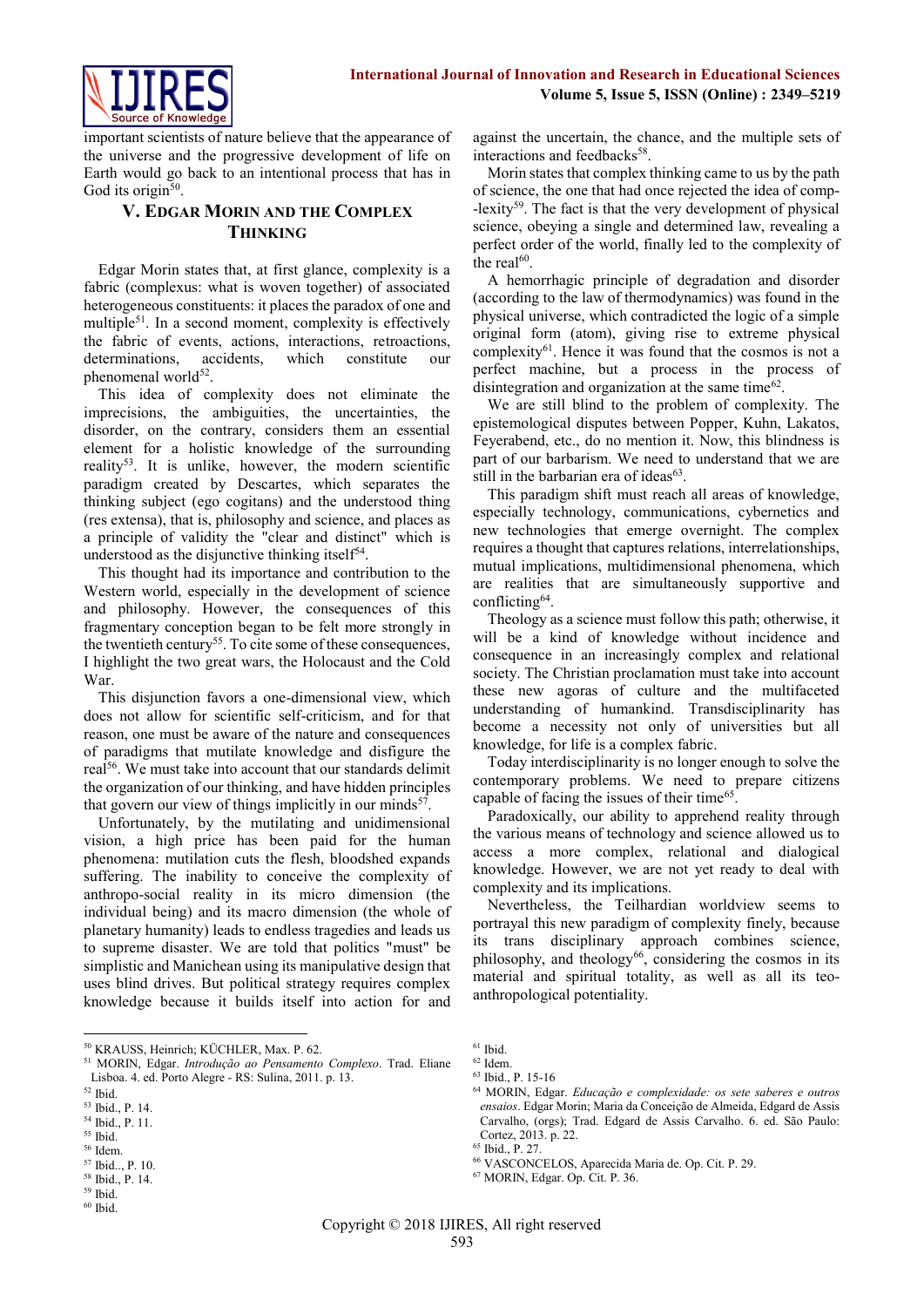important scientists of nature believe that the appearance of the universe and the progressive development of life on Earth would go back to an intentional process that has in God its origin[50].

## V. Edgar Morin and the Complex Thinking

Edgar Morin states that, at first glance, complexity is a fabric (complexus: what is woven together) of associated heterogeneous constituents: it places the paradox of one and multiple[51]. In a second moment, complexity is effectively the fabric of events, actions, interactions, retroactions, determinations, accidents, which constitute our phenomenal world[52].

This idea of complexity does not eliminate the imprecisions, the ambiguities, the uncertainties, the disorder, on the contrary, considers them an essential element for a holistic knowledge of the surrounding reality[53]. It is unlike, however, the modern scientific paradigm created by Descartes, which separates the thinking subject (ego cogitans) and the understood thing (res extensa), that is, philosophy and science, and places as a principle of validity the "clear and distinct" which is understood as the disjunctive thinking itself[54].

This thought had its importance and contribution to the Western world, especially in the development of science and philosophy. However, the consequences of this fragmentary conception began to be felt more strongly in the twentieth century[55]. To cite some of these consequences, I highlight the two great wars, the Holocaust and the Cold War.

This disjunction favors a one-dimensional view, which does not allow for scientific self-criticism, and for that reason, one must be aware of the nature and consequences of paradigms that mutilate knowledge and disfigure the real[56]. We must take into account that our standards delimit the organization of our thinking, and have hidden principles that govern our view of things implicitly in our minds[57].

Unfortunately, by the mutilating and unidimensional vision, a high price has been paid for the human phenomena: mutilation cuts the flesh, bloodshed expands suffering. The inability to conceive the complexity of anthropo-social reality in its micro dimension (the individual being) and its macro dimension (the whole of planetary humanity) leads to endless tragedies and leads us to supreme disaster. We are told that politics "must" be simplistic and Manichean using its manipulative design that uses blind drives. But political strategy requires complex knowledge because it builds itself into action for and against the uncertain, the chance, and the multiple sets of interactions and feedbacks[58].

Morin states that complex thinking came to us by the path of science, the one that had once rejected the idea of comp--lexity[59]. The fact is that the very development of physical science, obeying a single and determined law, revealing a perfect order of the world, finally led to the complexity of the real[60].

A hemorrhagic principle of degradation and disorder (according to the law of thermodynamics) was found in the physical universe, which contradicted the logic of a simple original form (atom), giving rise to extreme physical complexity[61]. Hence it was found that the cosmos is not a perfect machine, but a process in the process of disintegration and organization at the same time[62].

We are still blind to the problem of complexity. The epistemological disputes between Popper, Kuhn, Lakatos, Feyerabend, etc., do no mention it. Now, this blindness is part of our barbarism. We need to understand that we are still in the barbarian era of ideas[63].

This paradigm shift must reach all areas of knowledge, especially technology, communications, cybernetics and new technologies that emerge overnight. The complex requires a thought that captures relations, interrelationships, mutual implications, multidimensional phenomena, which are realities that are simultaneously supportive and conflicting[64].

Theology as a science must follow this path; otherwise, it will be a kind of knowledge without incidence and consequence in an increasingly complex and relational society. The Christian proclamation must take into account these new agoras of culture and the multifaceted understanding of humankind. Transdisciplinarity has become a necessity not only of universities but all knowledge, for life is a complex fabric.

Today interdisciplinarity is no longer enough to solve the contemporary problems. We need to prepare citizens capable of facing the issues of their time[65].

Paradoxically, our ability to apprehend reality through the various means of technology and science allowed us to access a more complex, relational and dialogical knowledge. However, we are not yet ready to deal with complexity and its implications.

Nevertheless, the Teilhardian worldview seems to portrayal this new paradigm of complexity finely, because its trans disciplinary approach combines science, philosophy, and theology[66], considering the cosmos in its material and spiritual totality, as well as all its teo-anthropological potentiality.

---

[50] KRAUSS, Heinrich; KÜCHLER, Max. P. 62.
[51] MORIN, Edgar. *Introdução ao Pensamento Complexo*. Trad. Eliane Lisboa. 4. ed. Porto Alegre - RS: Sulina, 2011. p. 13.
[52] Ibid.
[53] Ibid., P. 14.
[54] Ibid., P. 11.
[55] Ibid.
[56] Idem.
[57] Ibid.., P. 10.
[58] Ibid., P. 14.
[59] Ibid.
[60] Ibid.
[61] Ibid.
[62] Idem.
[63] Ibid., P. 15-16
[64] MORIN, Edgar. *Educação e complexidade: os sete saberes e outros ensaios*. Edgar Morin; Maria da Conceição de Almeida, Edgard de Assis Carvalho, (orgs); Trad. Edgard de Assis Carvalho. 6. ed. São Paulo: Cortez, 2013. p. 22.
[65] Ibid., P. 27.
[66] VASCONCELOS, Aparecida Maria de. Op. Cit. P. 29.
[67] MORIN, Edgar. Op. Cit. P. 36.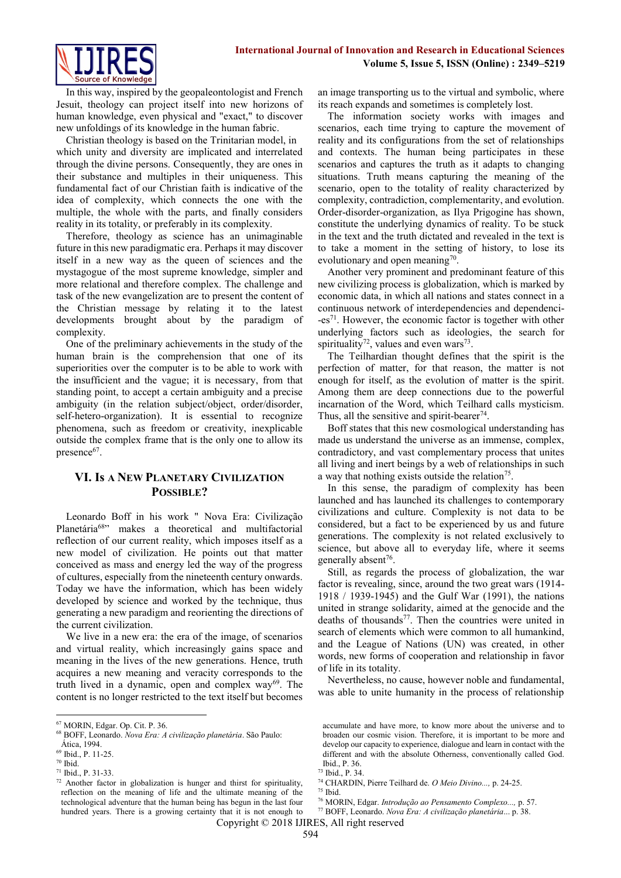In this way, inspired by the geopaleontologist and French Jesuit, theology can project itself into new horizons of human knowledge, even physical and "exact," to discover new unfoldings of its knowledge in the human fabric.

Christian theology is based on the Trinitarian model, in which unity and diversity are implicated and interrelated through the divine persons. Consequently, they are ones in their substance and multiples in their uniqueness. This fundamental fact of our Christian faith is indicative of the idea of complexity, which connects the one with the multiple, the whole with the parts, and finally considers reality in its totality, or preferably in its complexity.

Therefore, theology as science has an unimaginable future in this new paradigmatic era. Perhaps it may discover itself in a new way as the queen of sciences and the mystagogue of the most supreme knowledge, simpler and more relational and therefore complex. The challenge and task of the new evangelization are to present the content of the Christian message by relating it to the latest developments brought about by the paradigm of complexity.

One of the preliminary achievements in the study of the human brain is the comprehension that one of its superiorities over the computer is to be able to work with the insufficient and the vague; it is necessary, from that standing point, to accept a certain ambiguity and a precise ambiguity (in the relation subject/object, order/disorder, self-hetero-organization). It is essential to recognize phenomena, such as freedom or creativity, inexplicable outside the complex frame that is the only one to allow its presence[67].

## VI. Is a New Planetary Civilization Possible?

Leonardo Boff in his work " Nova Era: Civilização Planetária[68]" makes a theoretical and multifactorial reflection of our current reality, which imposes itself as a new model of civilization. He points out that matter conceived as mass and energy led the way of the progress of cultures, especially from the nineteenth century onwards. Today we have the information, which has been widely developed by science and worked by the technique, thus generating a new paradigm and reorienting the directions of the current civilization.

We live in a new era: the era of the image, of scenarios and virtual reality, which increasingly gains space and meaning in the lives of the new generations. Hence, truth acquires a new meaning and veracity corresponds to the truth lived in a dynamic, open and complex way[69]. The content is no longer restricted to the text itself but becomes an image transporting us to the virtual and symbolic, where its reach expands and sometimes is completely lost.

The information society works with images and scenarios, each time trying to capture the movement of reality and its configurations from the set of relationships and contexts. The human being participates in these scenarios and captures the truth as it adapts to changing situations. Truth means capturing the meaning of the scenario, open to the totality of reality characterized by complexity, contradiction, complementarity, and evolution. Order-disorder-organization, as Ilya Prigogine has shown, constitute the underlying dynamics of reality. To be stuck in the text and the truth dictated and revealed in the text is to take a moment in the setting of history, to lose its evolutionary and open meaning[70].

Another very prominent and predominant feature of this new civilizing process is globalization, which is marked by economic data, in which all nations and states connect in a continuous network of interdependencies and dependencies[71]. However, the economic factor is together with other underlying factors such as ideologies, the search for spirituality[72], values and even wars[73].

The Teilhardian thought defines that the spirit is the perfection of matter, for that reason, the matter is not enough for itself, as the evolution of matter is the spirit. Among them are deep connections due to the powerful incarnation of the Word, which Teilhard calls mysticism. Thus, all the sensitive and spirit-bearer[74].

Boff states that this new cosmological understanding has made us understand the universe as an immense, complex, contradictory, and vast complementary process that unites all living and inert beings by a web of relationships in such a way that nothing exists outside the relation[75].

In this sense, the paradigm of complexity has been launched and has launched its challenges to contemporary civilizations and culture. Complexity is not data to be considered, but a fact to be experienced by us and future generations. The complexity is not related exclusively to science, but above all to everyday life, where it seems generally absent[76].

Still, as regards the process of globalization, the war factor is revealing, since, around the two great wars (1914-1918 / 1939-1945) and the Gulf War (1991), the nations united in strange solidarity, aimed at the genocide and the deaths of thousands[77]. Then the countries were united in search of elements which were common to all humankind, and the League of Nations (UN) was created, in other words, new forms of cooperation and relationship in favor of life in its totality.

Nevertheless, no cause, however noble and fundamental, was able to unite humanity in the process of relationship

---

[67] MORIN, Edgar. Op. Cit. P. 36.

[68] BOFF, Leonardo. *Nova Era: A civilização planetária*. São Paulo: Ática, 1994.

[69] Ibid., P. 11-25.

[70] Ibid.

[71] Ibid., P. 31-33.

[72] Another factor in globalization is hunger and thirst for spirituality, reflection on the meaning of life and the ultimate meaning of the technological adventure that the human being has begun in the last four hundred years. There is a growing certainty that it is not enough to accumulate and have more, to know more about the universe and to broaden our cosmic vision. Therefore, it is important to be more and develop our capacity to experience, dialogue and learn in contact with the different and with the absolute Otherness, conventionally called God. Ibid., P. 36.

[73] Ibid., P. 34.

[74] CHARDIN, Pierre Teilhard de. *O Meio Divino...,* p. 24-25.

[75] Ibid.

[76] MORIN, Edgar. *Introdução ao Pensamento Complexo...,* p. 57.

[77] BOFF, Leonardo. *Nova Era: A civilização planetária...* p. 38.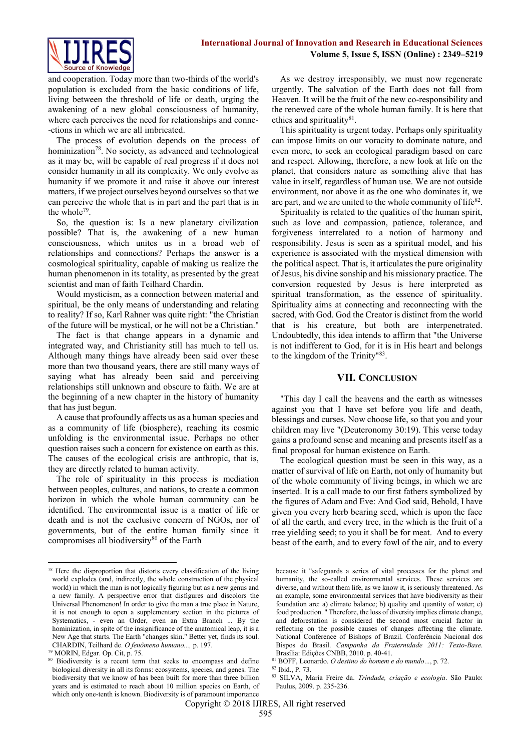and cooperation. Today more than two-thirds of the world's population is excluded from the basic conditions of life, living between the threshold of life or death, urging the awakening of a new global consciousness of humanity, where each perceives the need for relationships and conne--ctions in which we are all imbricated.

The process of evolution depends on the process of hominization[78]. No society, as advanced and technological as it may be, will be capable of real progress if it does not consider humanity in all its complexity. We only evolve as humanity if we promote it and raise it above our interest matters, if we project ourselves beyond ourselves so that we can perceive the whole that is in part and the part that is in the whole[79].

So, the question is: Is a new planetary civilization possible? That is, the awakening of a new human consciousness, which unites us in a broad web of relationships and connections? Perhaps the answer is a cosmological spirituality, capable of making us realize the human phenomenon in its totality, as presented by the great scientist and man of faith Teilhard Chardin.

Would mysticism, as a connection between material and spiritual, be the only means of understanding and relating to reality? If so, Karl Rahner was quite right: "the Christian of the future will be mystical, or he will not be a Christian."

The fact is that change appears in a dynamic and integrated way, and Christianity still has much to tell us. Although many things have already been said over these more than two thousand years, there are still many ways of saying what has already been said and perceiving relationships still unknown and obscure to faith. We are at the beginning of a new chapter in the history of humanity that has just begun.

A cause that profoundly affects us as a human species and as a community of life (biosphere), reaching its cosmic unfolding is the environmental issue. Perhaps no other question raises such a concern for existence on earth as this. The causes of the ecological crisis are anthropic, that is, they are directly related to human activity.

The role of spirituality in this process is mediation between peoples, cultures, and nations, to create a common horizon in which the whole human community can be identified. The environmental issue is a matter of life or death and is not the exclusive concern of NGOs, nor of governments, but of the entire human family since it compromises all biodiversity[80] of the Earth

As we destroy irresponsibly, we must now regenerate urgently. The salvation of the Earth does not fall from Heaven. It will be the fruit of the new co-responsibility and the renewed care of the whole human family. It is here that ethics and spirituality[81].

This spirituality is urgent today. Perhaps only spirituality can impose limits on our voracity to dominate nature, and even more, to seek an ecological paradigm based on care and respect. Allowing, therefore, a new look at life on the planet, that considers nature as something alive that has value in itself, regardless of human use. We are not outside environment, nor above it as the one who dominates it, we are part, and we are united to the whole community of life[82].

Spirituality is related to the qualities of the human spirit, such as love and compassion, patience, tolerance, and forgiveness interrelated to a notion of harmony and responsibility. Jesus is seen as a spiritual model, and his experience is associated with the mystical dimension with the political aspect. That is, it articulates the pure originality of Jesus, his divine sonship and his missionary practice. The conversion requested by Jesus is here interpreted as spiritual transformation, as the essence of spirituality. Spirituality aims at connecting and reconnecting with the sacred, with God. God the Creator is distinct from the world that is his creature, but both are interpenetrated. Undoubtedly, this idea intends to affirm that "the Universe is not indifferent to God, for it is in His heart and belongs to the kingdom of the Trinity"[83].

## VII. Conclusion

"This day I call the heavens and the earth as witnesses against you that I have set before you life and death, blessings and curses. Now choose life, so that you and your children may live "(Deuteronomy 30:19). This verse today gains a profound sense and meaning and presents itself as a final proposal for human existence on Earth.

The ecological question must be seen in this way, as a matter of survival of life on Earth, not only of humanity but of the whole community of living beings, in which we are inserted. It is a call made to our first fathers symbolized by the figures of Adam and Eve: And God said, Behold, I have given you every herb bearing seed, which is upon the face of all the earth, and every tree, in the which is the fruit of a tree yielding seed; to you it shall be for meat. And to every beast of the earth, and to every fowl of the air, and to every

---

[78] Here the disproportion that distorts every classification of the living world explodes (and, indirectly, the whole construction of the physical world) in which the man is not logically figuring but as a new genus and a new family. A perspective error that disfigures and discolors the Universal Phenomenon! In order to give the man a true place in Nature, it is not enough to open a supplementary section in the pictures of Systematics, - even an Order, even an Extra Branch ... By the hominization, in spite of the insignificance of the anatomical leap, it is a New Age that starts. The Earth "changes skin." Better yet, finds its soul. CHARDIN, Teilhard de. *O fenômeno humano...,* p. 197.

[79] MORIN, Edgar. Op. Cit, p. 75.

[80] Biodiversity is a recent term that seeks to encompass and define biological diversity in all its forms: ecosystems, species, and genes. The biodiversity that we know of has been built for more than three billion years and is estimated to reach about 10 million species on Earth, of which only one-tenth is known. Biodiversity is of paramount importance because it "safeguards a series of vital processes for the planet and humanity, the so-called environmental services. These services are diverse, and without them life, as we know it, is seriously threatened. As an example, some environmental services that have biodiversity as their foundation are: a) climate balance; b) quality and quantity of water; c) food production. " Therefore, the loss of diversity implies climate change, and deforestation is considered the second most crucial factor in reflecting on the possible causes of changes affecting the climate. National Conference of Bishops of Brazil. Conferência Nacional dos Bispos do Brasil. *Campanha da Fraternidade 2011: Texto-Base*. Brasília: Edições CNBB, 2010. p. 40-41.

[81] BOFF, Leonardo. *O destino do homem e do mundo*..., p. 72.

[82] Ibid., P. 73.

[83] SILVA, Maria Freire da. *Trindade, criação e ecologia*. São Paulo: Paulus, 2009. p. 235-236.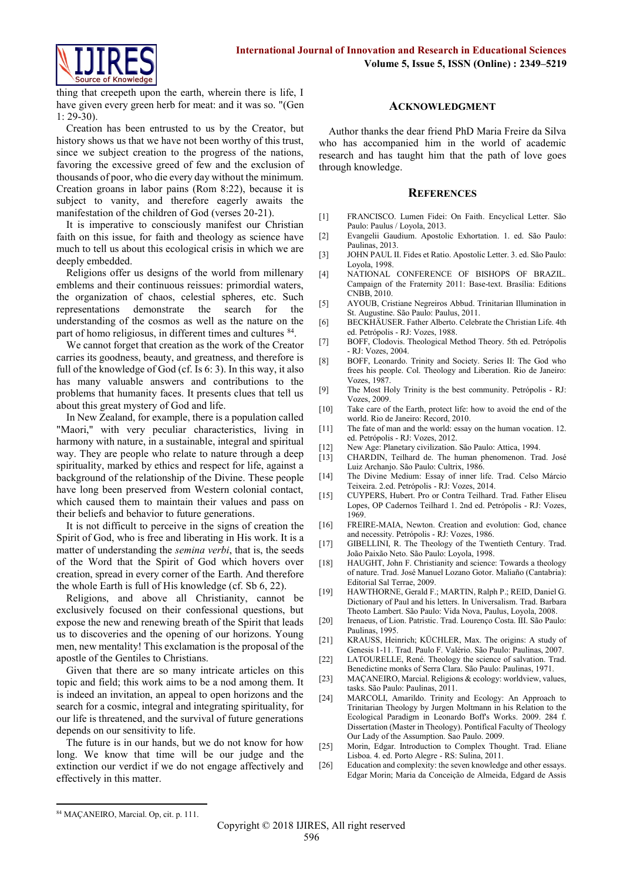thing that creepeth upon the earth, wherein there is life, I have given every green herb for meat: and it was so. "(Gen 1: 29-30).

Creation has been entrusted to us by the Creator, but history shows us that we have not been worthy of this trust, since we subject creation to the progress of the nations, favoring the excessive greed of few and the exclusion of thousands of poor, who die every day without the minimum. Creation groans in labor pains (Rom 8:22), because it is subject to vanity, and therefore eagerly awaits the manifestation of the children of God (verses 20-21).

It is imperative to consciously manifest our Christian faith on this issue, for faith and theology as science have much to tell us about this ecological crisis in which we are deeply embedded.

Religions offer us designs of the world from millenary emblems and their continuous reissues: primordial waters, the organization of chaos, celestial spheres, etc. Such representations demonstrate the search for the understanding of the cosmos as well as the nature on the part of homo religiosus, in different times and cultures [84].

We cannot forget that creation as the work of the Creator carries its goodness, beauty, and greatness, and therefore is full of the knowledge of God (cf. Is 6: 3). In this way, it also has many valuable answers and contributions to the problems that humanity faces. It presents clues that tell us about this great mystery of God and life.

In New Zealand, for example, there is a population called "Maori," with very peculiar characteristics, living in harmony with nature, in a sustainable, integral and spiritual way. They are people who relate to nature through a deep spirituality, marked by ethics and respect for life, against a background of the relationship of the Divine. These people have long been preserved from Western colonial contact, which caused them to maintain their values and pass on their beliefs and behavior to future generations.

It is not difficult to perceive in the signs of creation the Spirit of God, who is free and liberating in His work. It is a matter of understanding the *semina verbi*, that is, the seeds of the Word that the Spirit of God which hovers over creation, spread in every corner of the Earth. And therefore the whole Earth is full of His knowledge (cf. Sb 6, 22).

Religions, and above all Christianity, cannot be exclusively focused on their confessional questions, but expose the new and renewing breath of the Spirit that leads us to discoveries and the opening of our horizons. Young men, new mentality! This exclamation is the proposal of the apostle of the Gentiles to Christians.

Given that there are so many intricate articles on this topic and field; this work aims to be a nod among them. It is indeed an invitation, an appeal to open horizons and the search for a cosmic, integral and integrating spirituality, for our life is threatened, and the survival of future generations depends on our sensitivity to life.

The future is in our hands, but we do not know for how long. We know that time will be our judge and the extinction our verdict if we do not engage affectively and effectively in this matter.

## Acknowledgment

Author thanks the dear friend PhD Maria Freire da Silva who has accompanied him in the world of academic research and has taught him that the path of love goes through knowledge.

## References

[1] FRANCISCO. Lumen Fidei: On Faith. Encyclical Letter. São Paulo: Paulus / Loyola, 2013.

[2] Evangelii Gaudium. Apostolic Exhortation. 1. ed. São Paulo: Paulinas, 2013.

[3] JOHN PAUL II. Fides et Ratio. Apostolic Letter. 3. ed. São Paulo: Loyola, 1998.

[4] NATIONAL CONFERENCE OF BISHOPS OF BRAZIL. Campaign of the Fraternity 2011: Base-text. Brasília: Editions CNBB, 2010.

[5] AYOUB, Cristiane Negreiros Abbud. Trinitarian Illumination in St. Augustine. São Paulo: Paulus, 2011.

[6] BECKHÄUSER. Father Alberto. Celebrate the Christian Life. 4th ed. Petrópolis - RJ: Vozes, 1988.

[7] BOFF, Clodovis. Theological Method Theory. 5th ed. Petrópolis - RJ: Vozes, 2004.

[8] BOFF, Leonardo. Trinity and Society. Series II: The God who frees his people. Col. Theology and Liberation. Rio de Janeiro: Vozes, 1987.

[9] The Most Holy Trinity is the best community. Petrópolis - RJ: Vozes, 2009.

[10] Take care of the Earth, protect life: how to avoid the end of the world. Rio de Janeiro: Record, 2010.

[11] The fate of man and the world: essay on the human vocation. 12. ed. Petrópolis - RJ: Vozes, 2012.

[12] New Age: Planetary civilization. São Paulo: Attica, 1994.

[13] CHARDIN, Teilhard de. The human phenomenon. Trad. José Luiz Archanjo. São Paulo: Cultrix, 1986.

[14] The Divine Medium: Essay of inner life. Trad. Celso Márcio Teixeira. 2.ed. Petrópolis - RJ: Vozes, 2014.

[15] CUYPERS, Hubert. Pro or Contra Teilhard. Trad. Father Eliseu Lopes, OP Cadernos Teilhard 1. 2nd ed. Petrópolis - RJ: Vozes, 1969.

[16] FREIRE-MAIA, Newton. Creation and evolution: God, chance and necessity. Petrópolis - RJ: Vozes, 1986.

[17] GIBELLINI, R. The Theology of the Twentieth Century. Trad. João Paixão Neto. São Paulo: Loyola, 1998.

[18] HAUGHT, John F. Christianity and science: Towards a theology of nature. Trad. José Manuel Lozano Gotor. Maliaño (Cantabria): Editorial Sal Terrae, 2009.

[19] HAWTHORNE, Gerald F.; MARTIN, Ralph P.; REID, Daniel G. Dictionary of Paul and his letters. In Universalism. Trad. Barbara Theoto Lambert. São Paulo: Vida Nova, Paulus, Loyola, 2008.

[20] Irenaeus, of Lion. Patristic. Trad. Lourenço Costa. III. São Paulo: Paulinas, 1995.

[21] KRAUSS, Heinrich; KÜCHLER, Max. The origins: A study of Genesis 1-11. Trad. Paulo F. Valério. São Paulo: Paulinas, 2007.

[22] LATOURELLE, René. Theology the science of salvation. Trad. Benedictine monks of Serra Clara. São Paulo: Paulinas, 1971.

[23] MAÇANEIRO, Marcial. Religions & ecology: worldview, values, tasks. São Paulo: Paulinas, 2011.

[24] MARCOLI, Amarildo. Trinity and Ecology: An Approach to Trinitarian Theology by Jurgen Moltmann in his Relation to the Ecological Paradigm in Leonardo Boff's Works. 2009. 284 f. Dissertation (Master in Theology). Pontifical Faculty of Theology Our Lady of the Assumption. Sao Paulo. 2009.

[25] Morin, Edgar. Introduction to Complex Thought. Trad. Eliane Lisboa. 4. ed. Porto Alegre - RS: Sulina, 2011.

[26] Education and complexity: the seven knowledge and other essays. Edgar Morin; Maria da Conceição de Almeida, Edgard de Assis

---

[84] MAÇANEIRO, Marcial. Op, cit. p. 111.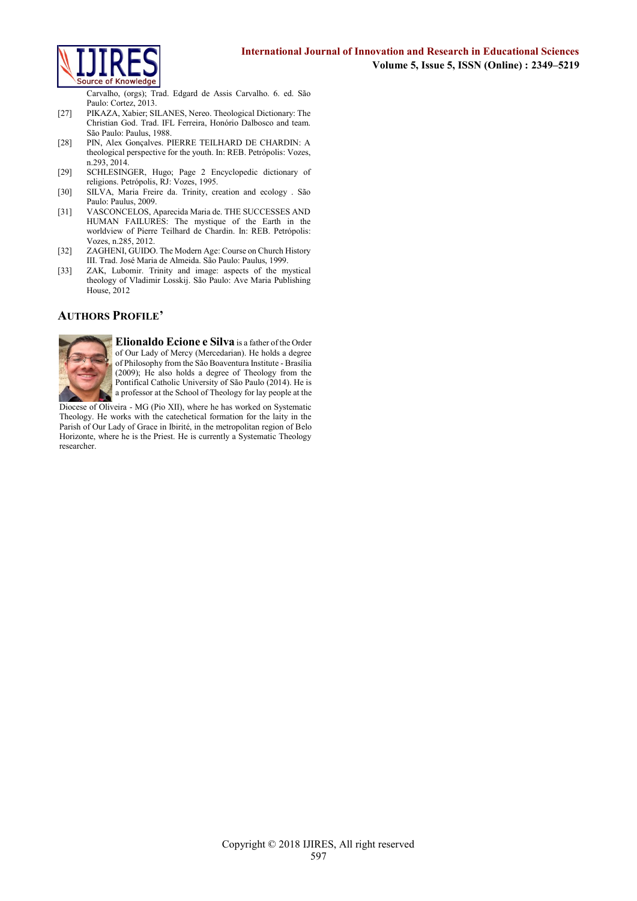Carvalho, (orgs); Trad. Edgard de Assis Carvalho. 6. ed. São Paulo: Cortez, 2013.

[27] PIKAZA, Xabier; SILANES, Nereo. Theological Dictionary: The Christian God. Trad. IFL Ferreira, Honório Dalbosco and team. São Paulo: Paulus, 1988.

[28] PIN, Alex Gonçalves. PIERRE TEILHARD DE CHARDIN: A theological perspective for the youth. In: REB. Petrópolis: Vozes, n.293, 2014.

[29] SCHLESINGER, Hugo; Page 2 Encyclopedic dictionary of religions. Petrópolis, RJ: Vozes, 1995.

[30] SILVA, Maria Freire da. Trinity, creation and ecology . São Paulo: Paulus, 2009.

[31] VASCONCELOS, Aparecida Maria de. THE SUCCESSES AND HUMAN FAILURES: The mystique of the Earth in the worldview of Pierre Teilhard de Chardin. In: REB. Petrópolis: Vozes, n.285, 2012.

[32] ZAGHENI, GUIDO. The Modern Age: Course on Church History III. Trad. José Maria de Almeida. São Paulo: Paulus, 1999.

[33] ZAK, Lubomir. Trinity and image: aspects of the mystical theology of Vladimir Losskij. São Paulo: Ave Maria Publishing House, 2012

## AUTHORS PROFILE'

**Elionaldo Ecione e Silva** is a father of the Order of Our Lady of Mercy (Mercedarian). He holds a degree of Philosophy from the São Boaventura Institute - Brasília (2009); He also holds a degree of Theology from the Pontifical Catholic University of São Paulo (2014). He is a professor at the School of Theology for lay people at the Diocese of Oliveira - MG (Pio XII), where he has worked on Systematic Theology. He works with the catechetical formation for the laity in the Parish of Our Lady of Grace in Ibirité, in the metropolitan region of Belo Horizonte, where he is the Priest. He is currently a Systematic Theology researcher.